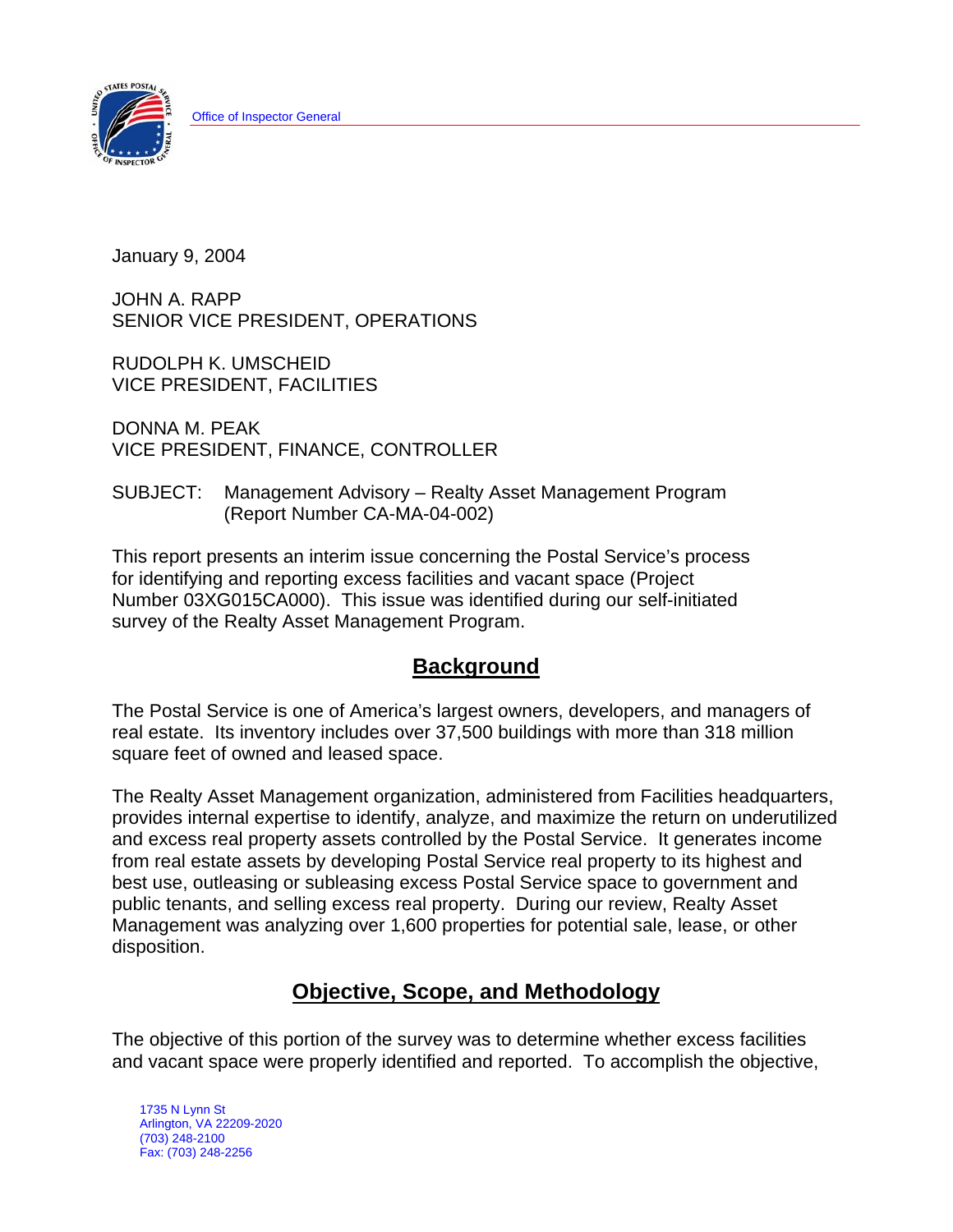Office of Inspector General

January 9, 2004

JOHN A. RAPP
SENIOR VICE PRESIDENT, OPERATIONS

RUDOLPH K. UMSCHEID
VICE PRESIDENT, FACILITIES

DONNA M. PEAK
VICE PRESIDENT, FINANCE, CONTROLLER

SUBJECT: Management Advisory – Realty Asset Management Program (Report Number CA-MA-04-002)

This report presents an interim issue concerning the Postal Service's process for identifying and reporting excess facilities and vacant space (Project Number 03XG015CA000). This issue was identified during our self-initiated survey of the Realty Asset Management Program.

## Background

The Postal Service is one of America's largest owners, developers, and managers of real estate. Its inventory includes over 37,500 buildings with more than 318 million square feet of owned and leased space.

The Realty Asset Management organization, administered from Facilities headquarters, provides internal expertise to identify, analyze, and maximize the return on underutilized and excess real property assets controlled by the Postal Service. It generates income from real estate assets by developing Postal Service real property to its highest and best use, outleasing or subleasing excess Postal Service space to government and public tenants, and selling excess real property. During our review, Realty Asset Management was analyzing over 1,600 properties for potential sale, lease, or other disposition.

## Objective, Scope, and Methodology

The objective of this portion of the survey was to determine whether excess facilities and vacant space were properly identified and reported. To accomplish the objective,

1735 N Lynn St
Arlington, VA 22209-2020
(703) 248-2100
Fax: (703) 248-2256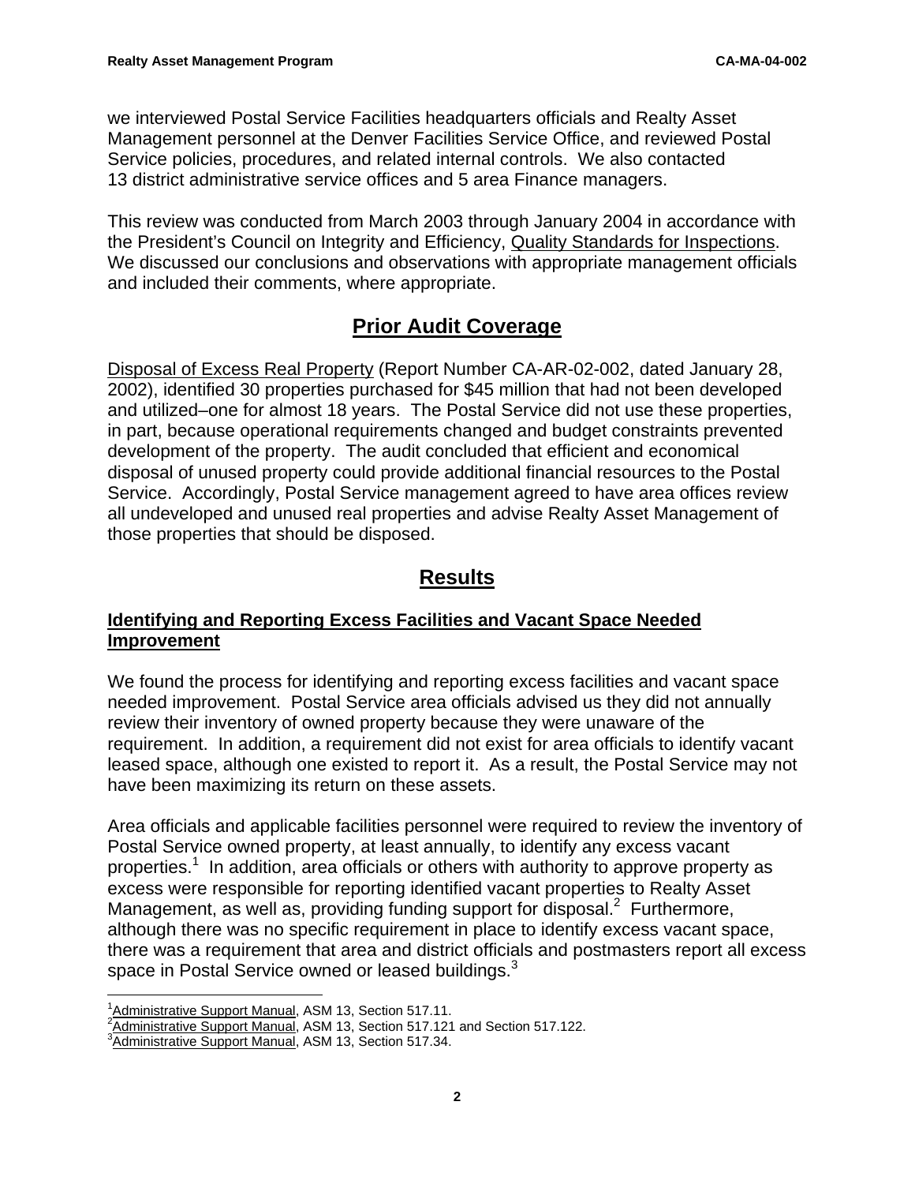we interviewed Postal Service Facilities headquarters officials and Realty Asset Management personnel at the Denver Facilities Service Office, and reviewed Postal Service policies, procedures, and related internal controls. We also contacted 13 district administrative service offices and 5 area Finance managers.

This review was conducted from March 2003 through January 2004 in accordance with the President's Council on Integrity and Efficiency, Quality Standards for Inspections. We discussed our conclusions and observations with appropriate management officials and included their comments, where appropriate.

## Prior Audit Coverage

Disposal of Excess Real Property (Report Number CA-AR-02-002, dated January 28, 2002), identified 30 properties purchased for $45 million that had not been developed and utilized–one for almost 18 years. The Postal Service did not use these properties, in part, because operational requirements changed and budget constraints prevented development of the property. The audit concluded that efficient and economical disposal of unused property could provide additional financial resources to the Postal Service. Accordingly, Postal Service management agreed to have area offices review all undeveloped and unused real properties and advise Realty Asset Management of those properties that should be disposed.

## Results

### Identifying and Reporting Excess Facilities and Vacant Space Needed Improvement

We found the process for identifying and reporting excess facilities and vacant space needed improvement. Postal Service area officials advised us they did not annually review their inventory of owned property because they were unaware of the requirement. In addition, a requirement did not exist for area officials to identify vacant leased space, although one existed to report it. As a result, the Postal Service may not have been maximizing its return on these assets.

Area officials and applicable facilities personnel were required to review the inventory of Postal Service owned property, at least annually, to identify any excess vacant properties.[1] In addition, area officials or others with authority to approve property as excess were responsible for reporting identified vacant properties to Realty Asset Management, as well as, providing funding support for disposal.[2] Furthermore, although there was no specific requirement in place to identify excess vacant space, there was a requirement that area and district officials and postmasters report all excess space in Postal Service owned or leased buildings.[3]

[1] Administrative Support Manual, ASM 13, Section 517.11.
[2] Administrative Support Manual, ASM 13, Section 517.121 and Section 517.122.
[3] Administrative Support Manual, ASM 13, Section 517.34.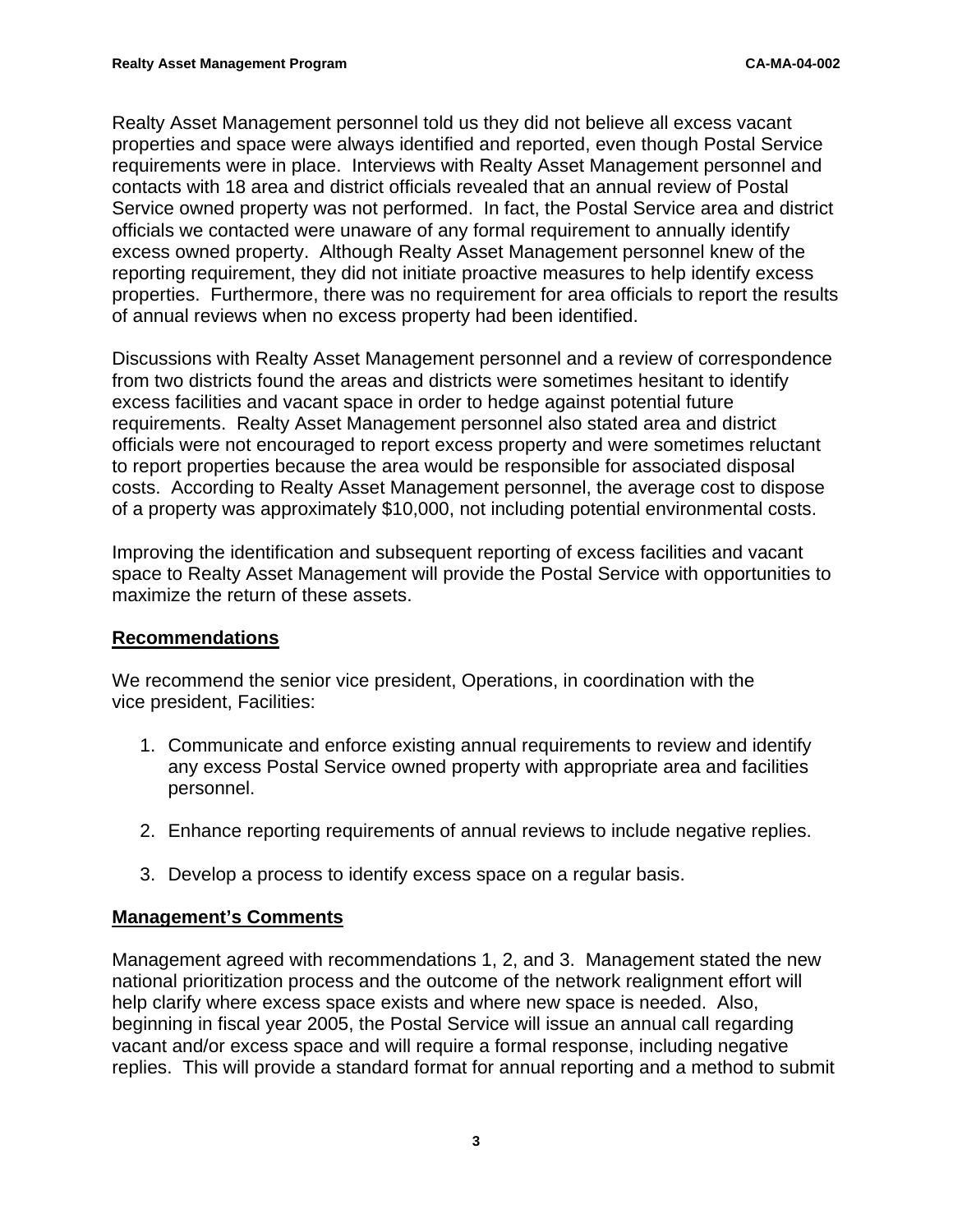Realty Asset Management personnel told us they did not believe all excess vacant properties and space were always identified and reported, even though Postal Service requirements were in place. Interviews with Realty Asset Management personnel and contacts with 18 area and district officials revealed that an annual review of Postal Service owned property was not performed. In fact, the Postal Service area and district officials we contacted were unaware of any formal requirement to annually identify excess owned property. Although Realty Asset Management personnel knew of the reporting requirement, they did not initiate proactive measures to help identify excess properties. Furthermore, there was no requirement for area officials to report the results of annual reviews when no excess property had been identified.

Discussions with Realty Asset Management personnel and a review of correspondence from two districts found the areas and districts were sometimes hesitant to identify excess facilities and vacant space in order to hedge against potential future requirements. Realty Asset Management personnel also stated area and district officials were not encouraged to report excess property and were sometimes reluctant to report properties because the area would be responsible for associated disposal costs. According to Realty Asset Management personnel, the average cost to dispose of a property was approximately $10,000, not including potential environmental costs.

Improving the identification and subsequent reporting of excess facilities and vacant space to Realty Asset Management will provide the Postal Service with opportunities to maximize the return of these assets.

## Recommendations

We recommend the senior vice president, Operations, in coordination with the vice president, Facilities:

1. Communicate and enforce existing annual requirements to review and identify any excess Postal Service owned property with appropriate area and facilities personnel.

2. Enhance reporting requirements of annual reviews to include negative replies.

3. Develop a process to identify excess space on a regular basis.

## Management's Comments

Management agreed with recommendations 1, 2, and 3. Management stated the new national prioritization process and the outcome of the network realignment effort will help clarify where excess space exists and where new space is needed. Also, beginning in fiscal year 2005, the Postal Service will issue an annual call regarding vacant and/or excess space and will require a formal response, including negative replies. This will provide a standard format for annual reporting and a method to submit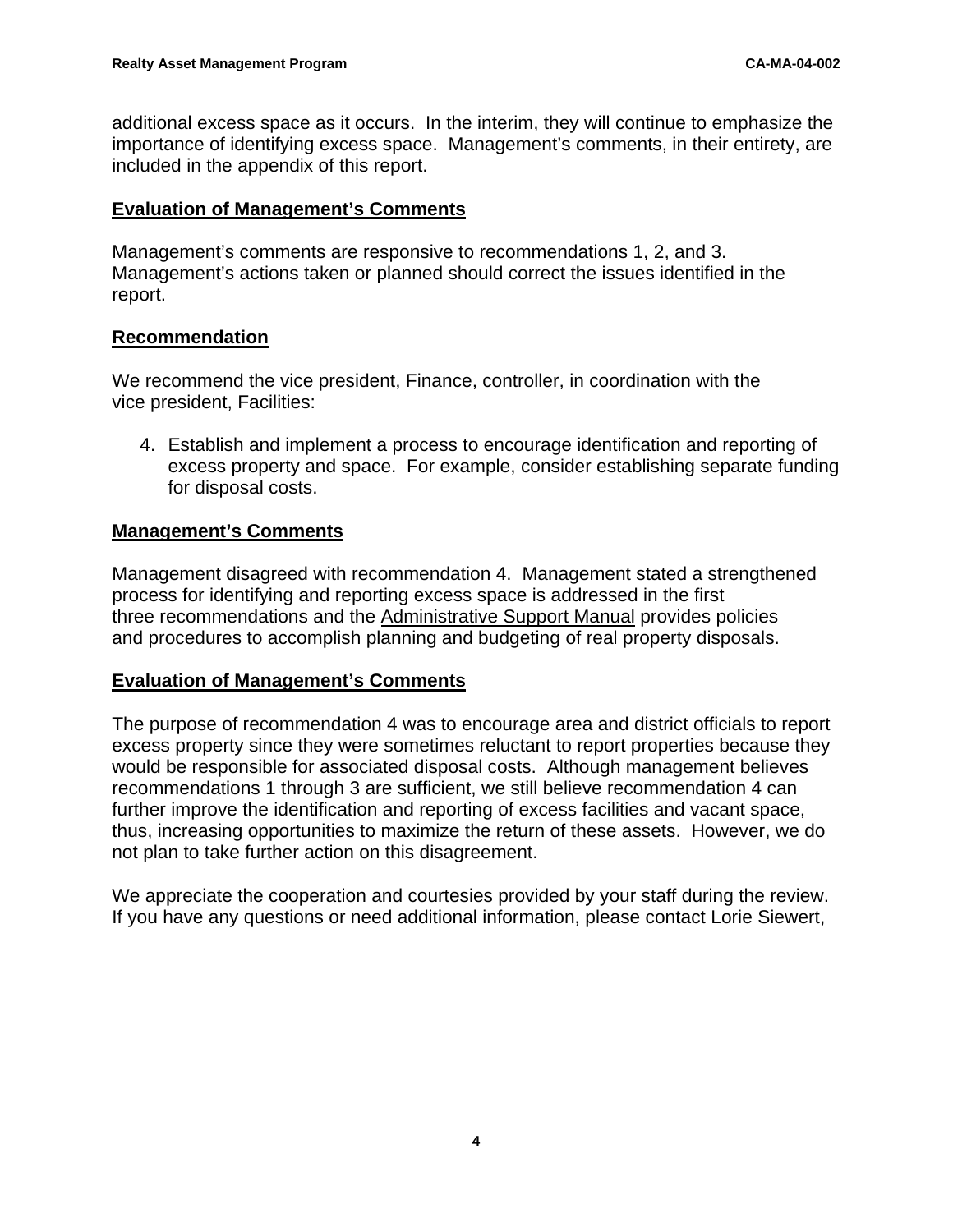additional excess space as it occurs. In the interim, they will continue to emphasize the importance of identifying excess space. Management's comments, in their entirety, are included in the appendix of this report.

**Evaluation of Management's Comments**

Management's comments are responsive to recommendations 1, 2, and 3. Management's actions taken or planned should correct the issues identified in the report.

**Recommendation**

We recommend the vice president, Finance, controller, in coordination with the vice president, Facilities:

4. Establish and implement a process to encourage identification and reporting of excess property and space. For example, consider establishing separate funding for disposal costs.

**Management's Comments**

Management disagreed with recommendation 4. Management stated a strengthened process for identifying and reporting excess space is addressed in the first three recommendations and the Administrative Support Manual provides policies and procedures to accomplish planning and budgeting of real property disposals.

**Evaluation of Management's Comments**

The purpose of recommendation 4 was to encourage area and district officials to report excess property since they were sometimes reluctant to report properties because they would be responsible for associated disposal costs. Although management believes recommendations 1 through 3 are sufficient, we still believe recommendation 4 can further improve the identification and reporting of excess facilities and vacant space, thus, increasing opportunities to maximize the return of these assets. However, we do not plan to take further action on this disagreement.

We appreciate the cooperation and courtesies provided by your staff during the review. If you have any questions or need additional information, please contact Lorie Siewert,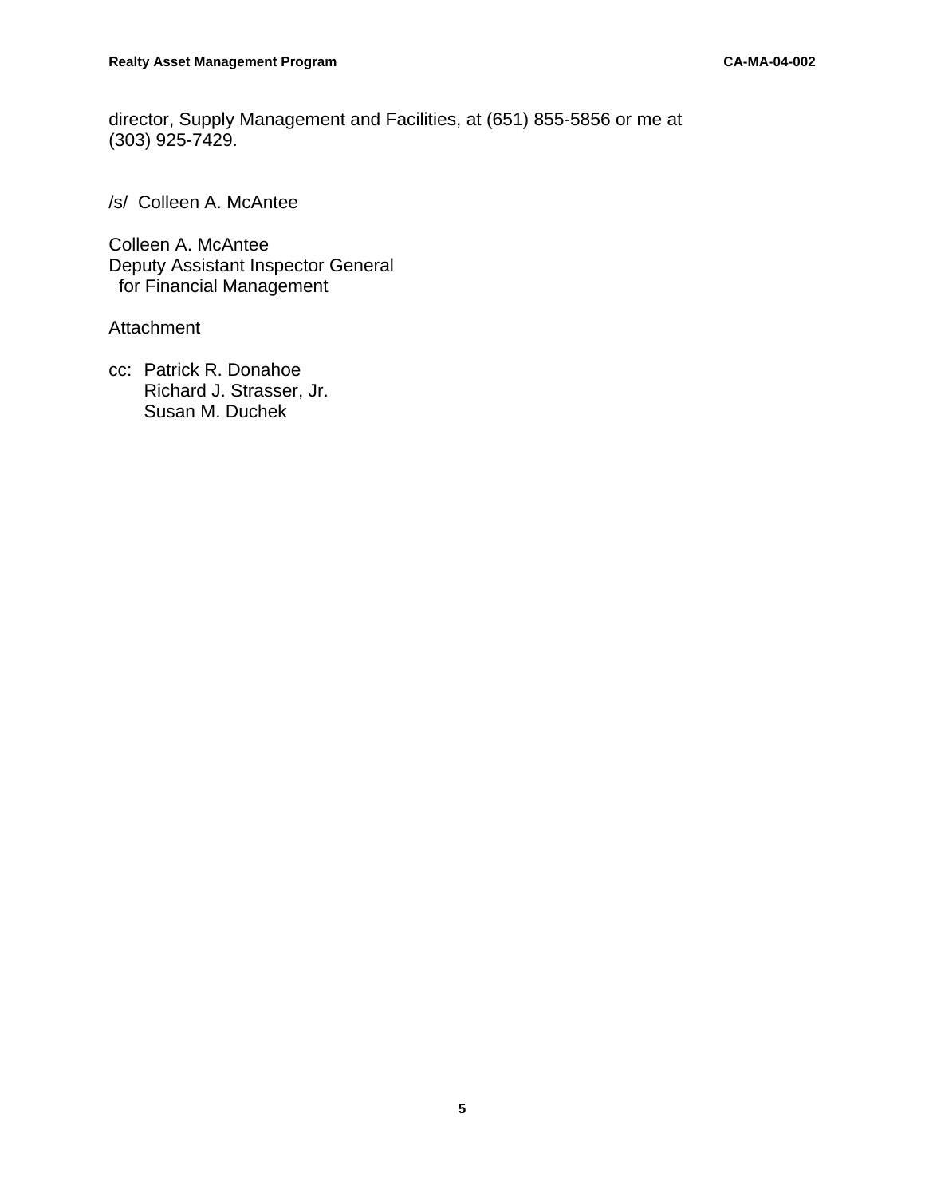director, Supply Management and Facilities, at (651) 855-5856 or me at (303) 925-7429.

/s/ Colleen A. McAntee

Colleen A. McAntee
Deputy Assistant Inspector General
for Financial Management

Attachment

cc: Patrick R. Donahoe
Richard J. Strasser, Jr.
Susan M. Duchek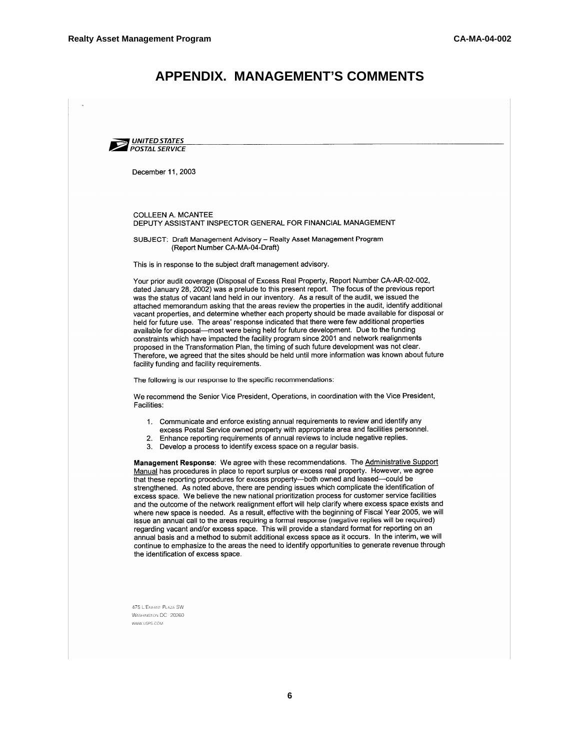# APPENDIX. MANAGEMENT'S COMMENTS

UNITED STATES POSTAL SERVICE

December 11, 2003

COLLEEN A. MCANTEE
DEPUTY ASSISTANT INSPECTOR GENERAL FOR FINANCIAL MANAGEMENT

SUBJECT: Draft Management Advisory – Realty Asset Management Program
(Report Number CA-MA-04-Draft)

This is in response to the subject draft management advisory.

Your prior audit coverage (Disposal of Excess Real Property, Report Number CA-AR-02-002, dated January 28, 2002) was a prelude to this present report. The focus of the previous report was the status of vacant land held in our inventory. As a result of the audit, we issued the attached memorandum asking that the areas review the properties in the audit, identify additional vacant properties, and determine whether each property should be made available for disposal or held for future use. The areas' response indicated that there were few additional properties available for disposal—most were being held for future development. Due to the funding constraints which have impacted the facility program since 2001 and network realignments proposed in the Transformation Plan, the timing of such future development was not clear. Therefore, we agreed that the sites should be held until more information was known about future facility funding and facility requirements.

The following is our response to the specific recommendations:

We recommend the Senior Vice President, Operations, in coordination with the Vice President, Facilities:

1. Communicate and enforce existing annual requirements to review and identify any excess Postal Service owned property with appropriate area and facilities personnel.
2. Enhance reporting requirements of annual reviews to include negative replies.
3. Develop a process to identify excess space on a regular basis.

**Management Response**: We agree with these recommendations. The Administrative Support Manual has procedures in place to report surplus or excess real property. However, we agree that these reporting procedures for excess property—both owned and leased—could be strengthened. As noted above, there are pending issues which complicate the identification of excess space. We believe the new national prioritization process for customer service facilities and the outcome of the network realignment effort will help clarify where excess space exists and where new space is needed. As a result, effective with the beginning of Fiscal Year 2005, we will issue an annual call to the areas requiring a formal response (negative replies will be required) regarding vacant and/or excess space. This will provide a standard format for reporting on an annual basis and a method to submit additional excess space as it occurs. In the interim, we will continue to emphasize to the areas the need to identify opportunities to generate revenue through the identification of excess space.

475 L'Enfant Plaza SW
Washington DC 20260
www.usps.com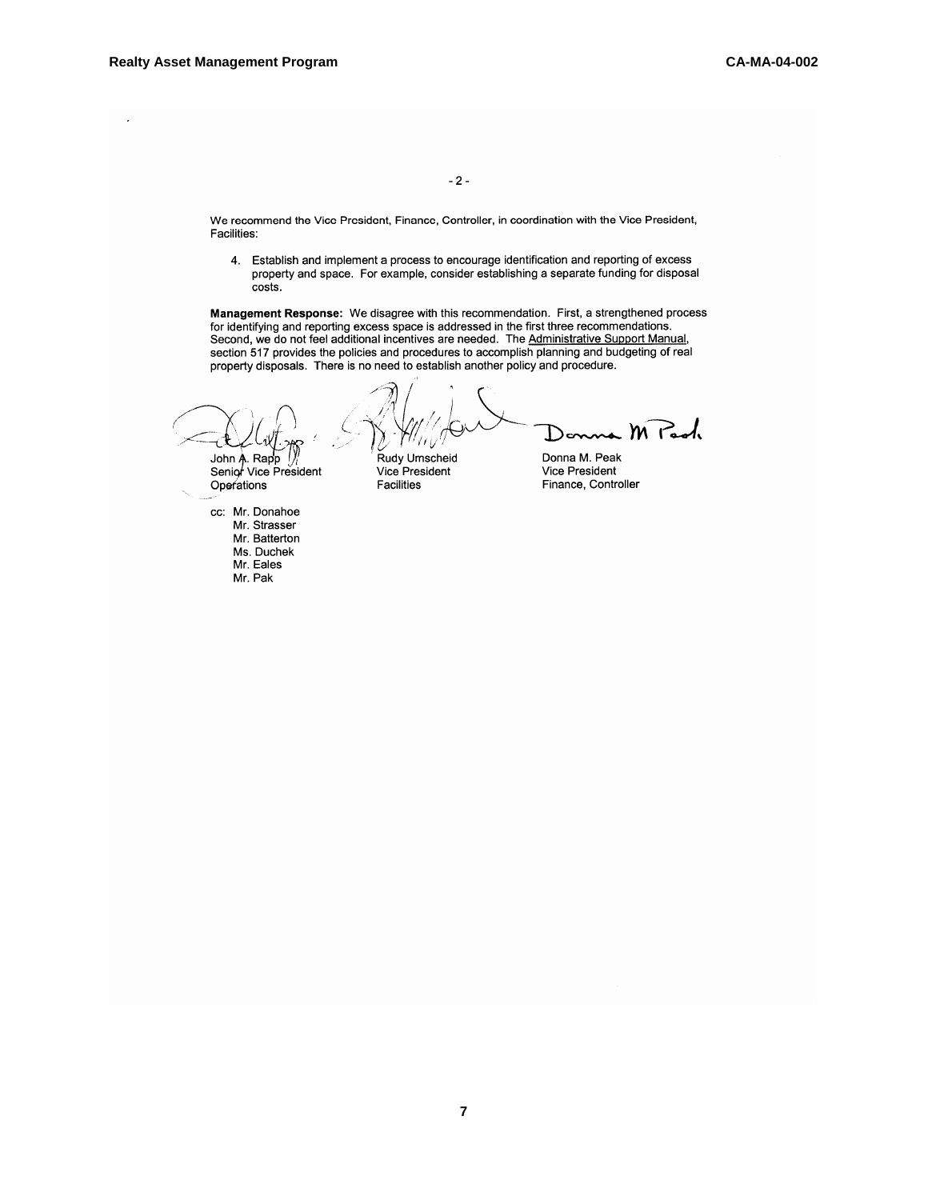- 2 -

We recommend the Vice President, Finance, Controller, in coordination with the Vice President, Facilities:

4. Establish and implement a process to encourage identification and reporting of excess property and space. For example, consider establishing a separate funding for disposal costs.

**Management Response:** We disagree with this recommendation. First, a strengthened process for identifying and reporting excess space is addressed in the first three recommendations. Second, we do not feel additional incentives are needed. The Administrative Support Manual, section 517 provides the policies and procedures to accomplish planning and budgeting of real property disposals. There is no need to establish another policy and procedure.

John A. Rapp
Senior Vice President
Operations

Rudy Umscheid
Vice President
Facilities

Donna M. Peak
Vice President
Finance, Controller

cc: Mr. Donahoe
Mr. Strasser
Mr. Batterton
Ms. Duchek
Mr. Eales
Mr. Pak